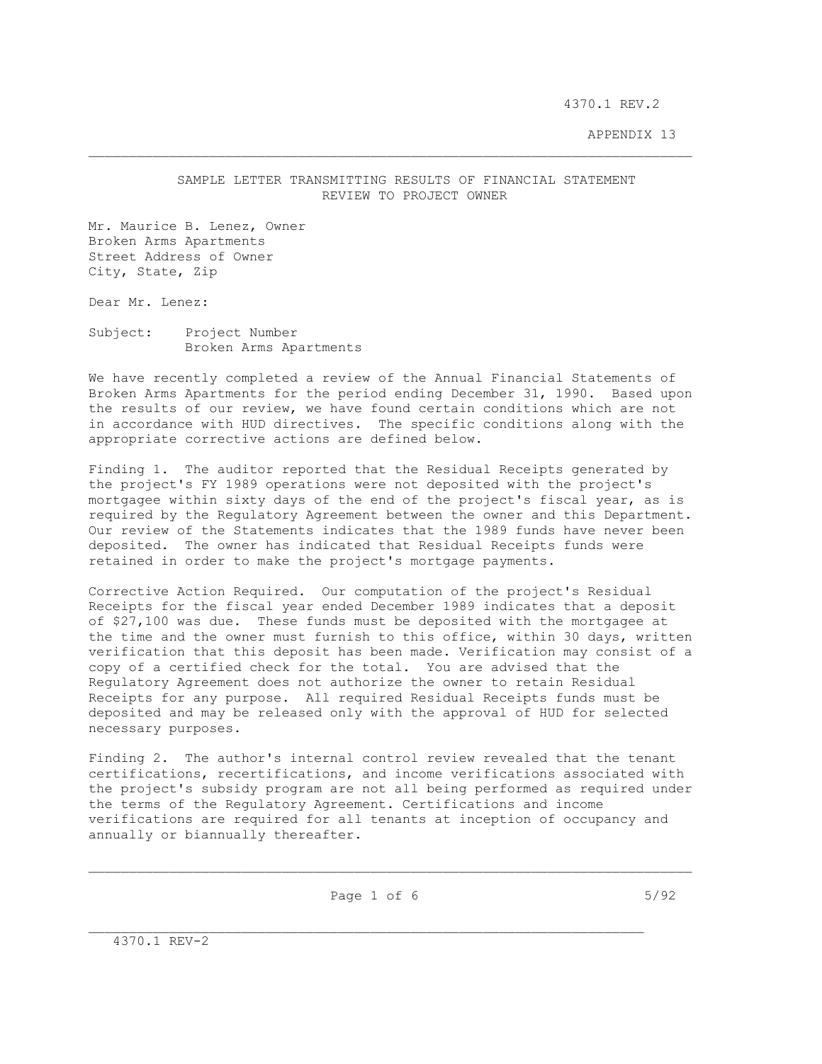## SAMPLE LETTER TRANSMITTING RESULTS OF FINANCIAL STATEMENT REVIEW TO PROJECT OWNER

Mr. Maurice B. Lenez, Owner
Broken Arms Apartments
Street Address of Owner
City, State, Zip

Dear Mr. Lenez:

Subject: Project Number
Broken Arms Apartments

We have recently completed a review of the Annual Financial Statements of Broken Arms Apartments for the period ending December 31, 1990. Based upon the results of our review, we have found certain conditions which are not in accordance with HUD directives. The specific conditions along with the appropriate corrective actions are defined below.

Finding 1. The auditor reported that the Residual Receipts generated by the project's FY 1989 operations were not deposited with the project's mortgagee within sixty days of the end of the project's fiscal year, as is required by the Regulatory Agreement between the owner and this Department. Our review of the Statements indicates that the 1989 funds have never been deposited. The owner has indicated that Residual Receipts funds were retained in order to make the project's mortgage payments.

Corrective Action Required. Our computation of the project's Residual Receipts for the fiscal year ended December 1989 indicates that a deposit of $27,100 was due. These funds must be deposited with the mortgagee at the time and the owner must furnish to this office, within 30 days, written verification that this deposit has been made. Verification may consist of a copy of a certified check for the total. You are advised that the Regulatory Agreement does not authorize the owner to retain Residual Receipts for any purpose. All required Residual Receipts funds must be deposited and may be released only with the approval of HUD for selected necessary purposes.

Finding 2. The author's internal control review revealed that the tenant certifications, recertifications, and income verifications associated with the project's subsidy program are not all being performed as required under the terms of the Regulatory Agreement. Certifications and income verifications are required for all tenants at inception of occupancy and annually or biannually thereafter.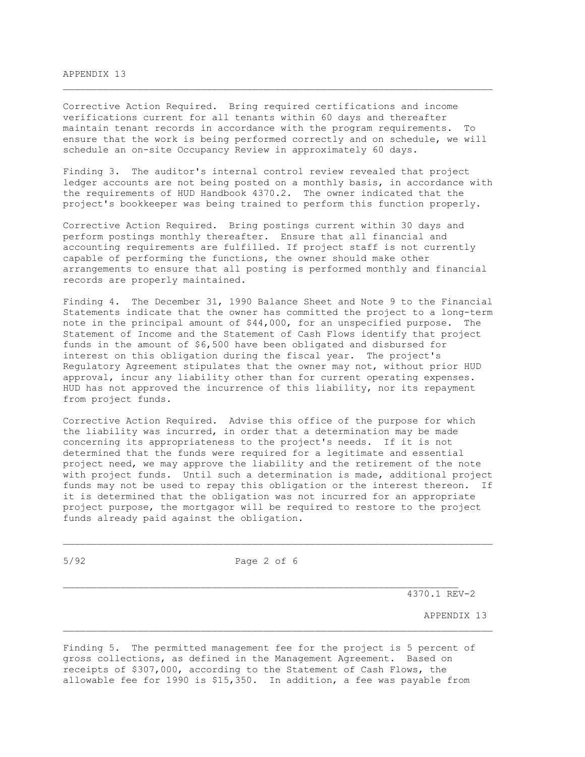Corrective Action Required. Bring required certifications and income verifications current for all tenants within 60 days and thereafter maintain tenant records in accordance with the program requirements. To ensure that the work is being performed correctly and on schedule, we will schedule an on-site Occupancy Review in approximately 60 days.

Finding 3. The auditor's internal control review revealed that project ledger accounts are not being posted on a monthly basis, in accordance with the requirements of HUD Handbook 4370.2. The owner indicated that the project's bookkeeper was being trained to perform this function properly.

Corrective Action Required. Bring postings current within 30 days and perform postings monthly thereafter. Ensure that all financial and accounting requirements are fulfilled. If project staff is not currently capable of performing the functions, the owner should make other arrangements to ensure that all posting is performed monthly and financial records are properly maintained.

Finding 4. The December 31, 1990 Balance Sheet and Note 9 to the Financial Statements indicate that the owner has committed the project to a long-term note in the principal amount of $44,000, for an unspecified purpose. The Statement of Income and the Statement of Cash Flows identify that project funds in the amount of $6,500 have been obligated and disbursed for interest on this obligation during the fiscal year. The project's Regulatory Agreement stipulates that the owner may not, without prior HUD approval, incur any liability other than for current operating expenses. HUD has not approved the incurrence of this liability, nor its repayment from project funds.

Corrective Action Required. Advise this office of the purpose for which the liability was incurred, in order that a determination may be made concerning its appropriateness to the project's needs. If it is not determined that the funds were required for a legitimate and essential project need, we may approve the liability and the retirement of the note with project funds. Until such a determination is made, additional project funds may not be used to repay this obligation or the interest thereon. If it is determined that the obligation was not incurred for an appropriate project purpose, the mortgagor will be required to restore to the project funds already paid against the obligation.

Finding 5. The permitted management fee for the project is 5 percent of gross collections, as defined in the Management Agreement. Based on receipts of $307,000, according to the Statement of Cash Flows, the allowable fee for 1990 is $15,350. In addition, a fee was payable from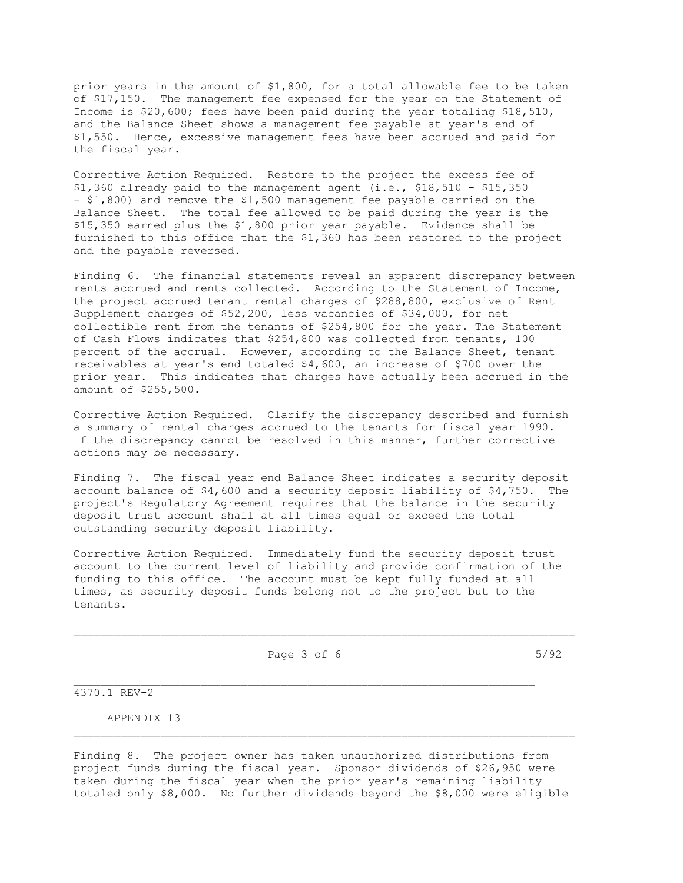prior years in the amount of $1,800, for a total allowable fee to be taken of $17,150. The management fee expensed for the year on the Statement of Income is $20,600; fees have been paid during the year totaling $18,510, and the Balance Sheet shows a management fee payable at year's end of $1,550. Hence, excessive management fees have been accrued and paid for the fiscal year.

Corrective Action Required. Restore to the project the excess fee of $1,360 already paid to the management agent (i.e., $18,510 - $15,350 - $1,800) and remove the $1,500 management fee payable carried on the Balance Sheet. The total fee allowed to be paid during the year is the $15,350 earned plus the $1,800 prior year payable. Evidence shall be furnished to this office that the $1,360 has been restored to the project and the payable reversed.

Finding 6. The financial statements reveal an apparent discrepancy between rents accrued and rents collected. According to the Statement of Income, the project accrued tenant rental charges of $288,800, exclusive of Rent Supplement charges of $52,200, less vacancies of $34,000, for net collectible rent from the tenants of $254,800 for the year. The Statement of Cash Flows indicates that $254,800 was collected from tenants, 100 percent of the accrual. However, according to the Balance Sheet, tenant receivables at year's end totaled $4,600, an increase of $700 over the prior year. This indicates that charges have actually been accrued in the amount of $255,500.

Corrective Action Required. Clarify the discrepancy described and furnish a summary of rental charges accrued to the tenants for fiscal year 1990. If the discrepancy cannot be resolved in this manner, further corrective actions may be necessary.

Finding 7. The fiscal year end Balance Sheet indicates a security deposit account balance of $4,600 and a security deposit liability of $4,750. The project's Regulatory Agreement requires that the balance in the security deposit trust account shall at all times equal or exceed the total outstanding security deposit liability.

Corrective Action Required. Immediately fund the security deposit trust account to the current level of liability and provide confirmation of the funding to this office. The account must be kept fully funded at all times, as security deposit funds belong not to the project but to the tenants.

Finding 8. The project owner has taken unauthorized distributions from project funds during the fiscal year. Sponsor dividends of $26,950 were taken during the fiscal year when the prior year's remaining liability totaled only $8,000. No further dividends beyond the $8,000 were eligible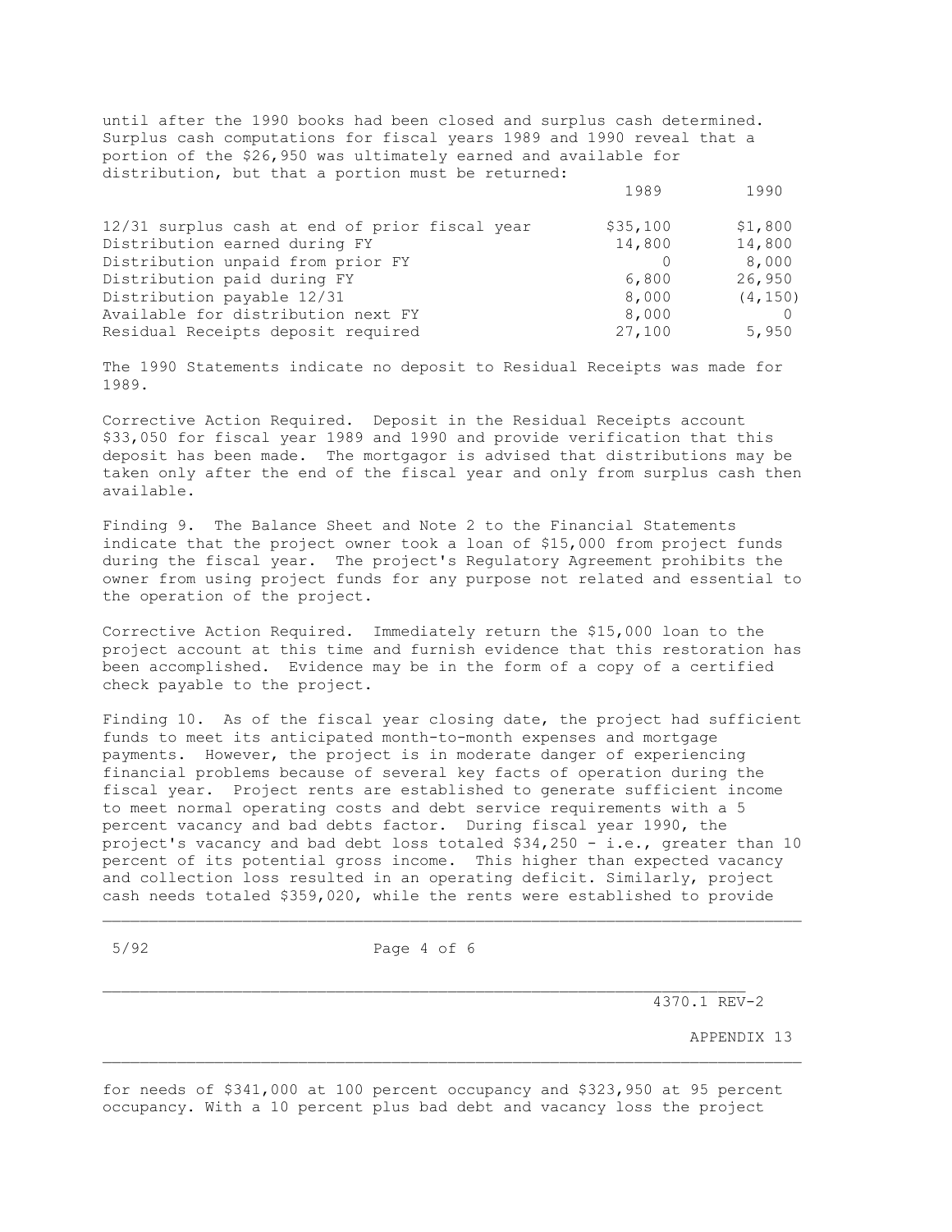until after the 1990 books had been closed and surplus cash determined. Surplus cash computations for fiscal years 1989 and 1990 reveal that a portion of the $26,950 was ultimately earned and available for distribution, but that a portion must be returned:

| | 1989 | 1990 |
|---|---|---|
| 12/31 surplus cash at end of prior fiscal year | $35,100 | $1,800 |
| Distribution earned during FY | 14,800 | 14,800 |
| Distribution unpaid from prior FY | 0 | 8,000 |
| Distribution paid during FY | 6,800 | 26,950 |
| Distribution payable 12/31 | 8,000 | (4,150) |
| Available for distribution next FY | 8,000 | 0 |
| Residual Receipts deposit required | 27,100 | 5,950 |

The 1990 Statements indicate no deposit to Residual Receipts was made for 1989.

Corrective Action Required. Deposit in the Residual Receipts account $33,050 for fiscal year 1989 and 1990 and provide verification that this deposit has been made. The mortgagor is advised that distributions may be taken only after the end of the fiscal year and only from surplus cash then available.

Finding 9. The Balance Sheet and Note 2 to the Financial Statements indicate that the project owner took a loan of $15,000 from project funds during the fiscal year. The project's Regulatory Agreement prohibits the owner from using project funds for any purpose not related and essential to the operation of the project.

Corrective Action Required. Immediately return the $15,000 loan to the project account at this time and furnish evidence that this restoration has been accomplished. Evidence may be in the form of a copy of a certified check payable to the project.

Finding 10. As of the fiscal year closing date, the project had sufficient funds to meet its anticipated month-to-month expenses and mortgage payments. However, the project is in moderate danger of experiencing financial problems because of several key facts of operation during the fiscal year. Project rents are established to generate sufficient income to meet normal operating costs and debt service requirements with a 5 percent vacancy and bad debts factor. During fiscal year 1990, the project's vacancy and bad debt loss totaled $34,250 - i.e., greater than 10 percent of its potential gross income. This higher than expected vacancy and collection loss resulted in an operating deficit. Similarly, project cash needs totaled $359,020, while the rents were established to provide for needs of $341,000 at 100 percent occupancy and $323,950 at 95 percent occupancy. With a 10 percent plus bad debt and vacancy loss the project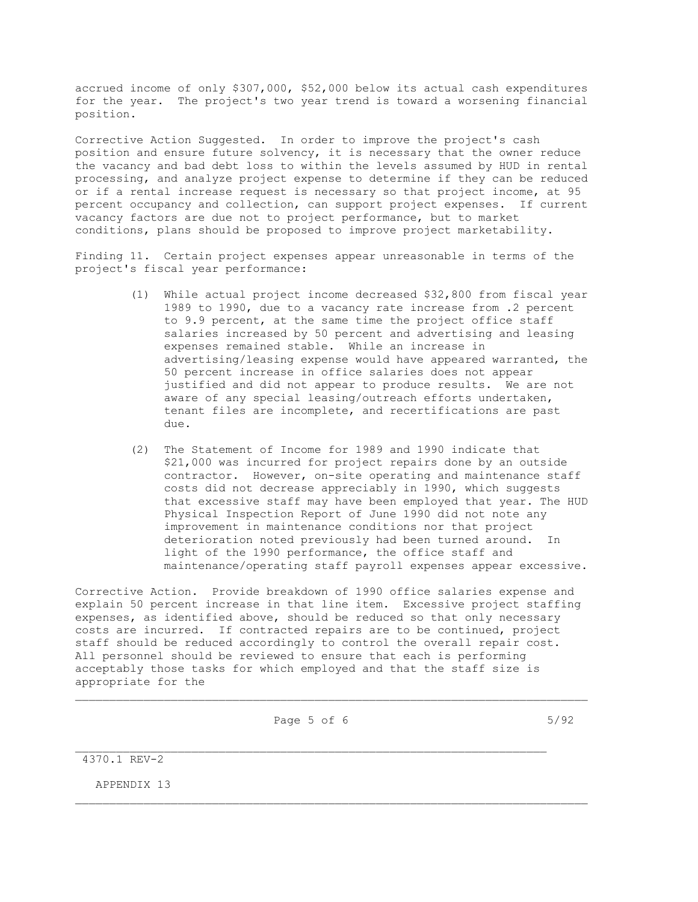accrued income of only $307,000, $52,000 below its actual cash expenditures for the year. The project's two year trend is toward a worsening financial position.

Corrective Action Suggested. In order to improve the project's cash position and ensure future solvency, it is necessary that the owner reduce the vacancy and bad debt loss to within the levels assumed by HUD in rental processing, and analyze project expense to determine if they can be reduced or if a rental increase request is necessary so that project income, at 95 percent occupancy and collection, can support project expenses. If current vacancy factors are due not to project performance, but to market conditions, plans should be proposed to improve project marketability.

Finding 11. Certain project expenses appear unreasonable in terms of the project's fiscal year performance:

(1) While actual project income decreased $32,800 from fiscal year 1989 to 1990, due to a vacancy rate increase from .2 percent to 9.9 percent, at the same time the project office staff salaries increased by 50 percent and advertising and leasing expenses remained stable. While an increase in advertising/leasing expense would have appeared warranted, the 50 percent increase in office salaries does not appear justified and did not appear to produce results. We are not aware of any special leasing/outreach efforts undertaken, tenant files are incomplete, and recertifications are past due.

(2) The Statement of Income for 1989 and 1990 indicate that $21,000 was incurred for project repairs done by an outside contractor. However, on-site operating and maintenance staff costs did not decrease appreciably in 1990, which suggests that excessive staff may have been employed that year. The HUD Physical Inspection Report of June 1990 did not note any improvement in maintenance conditions nor that project deterioration noted previously had been turned around. In light of the 1990 performance, the office staff and maintenance/operating staff payroll expenses appear excessive.

Corrective Action. Provide breakdown of 1990 office salaries expense and explain 50 percent increase in that line item. Excessive project staffing expenses, as identified above, should be reduced so that only necessary costs are incurred. If contracted repairs are to be continued, project staff should be reduced accordingly to control the overall repair cost. All personnel should be reviewed to ensure that each is performing acceptably those tasks for which employed and that the staff size is appropriate for the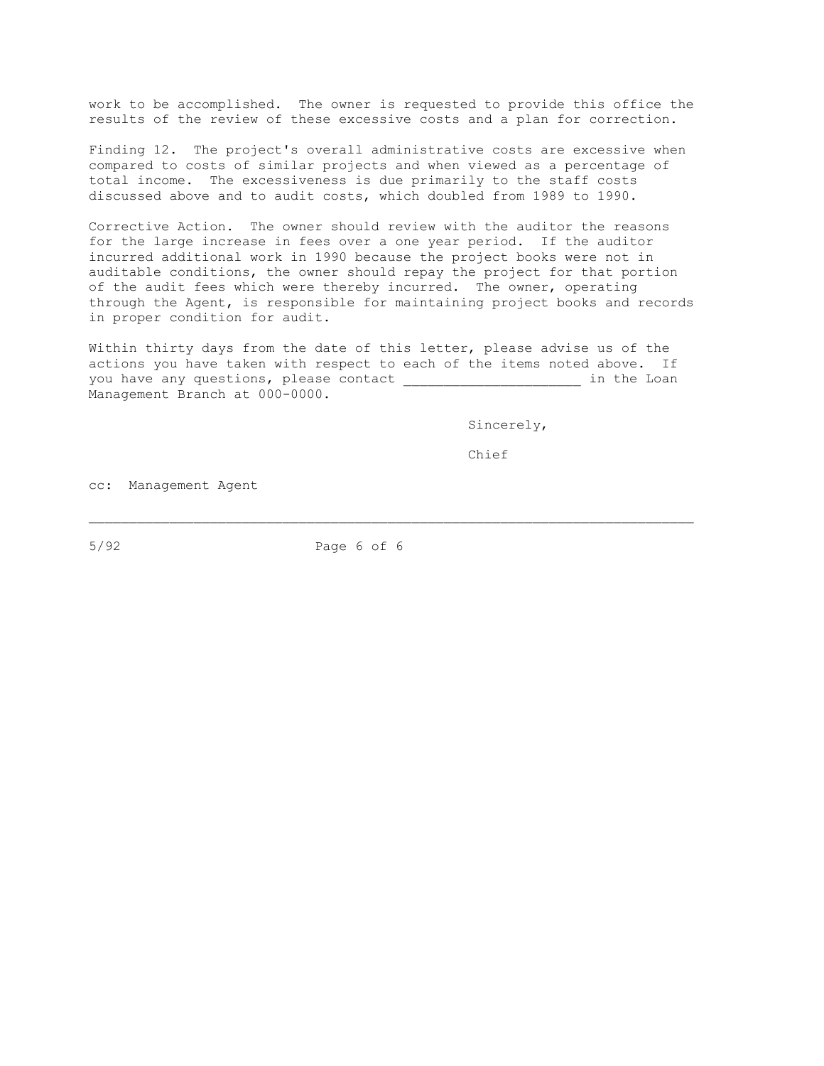work to be accomplished. The owner is requested to provide this office the results of the review of these excessive costs and a plan for correction.

Finding 12. The project's overall administrative costs are excessive when compared to costs of similar projects and when viewed as a percentage of total income. The excessiveness is due primarily to the staff costs discussed above and to audit costs, which doubled from 1989 to 1990.

Corrective Action. The owner should review with the auditor the reasons for the large increase in fees over a one year period. If the auditor incurred additional work in 1990 because the project books were not in auditable conditions, the owner should repay the project for that portion of the audit fees which were thereby incurred. The owner, operating through the Agent, is responsible for maintaining project books and records in proper condition for audit.

Within thirty days from the date of this letter, please advise us of the actions you have taken with respect to each of the items noted above. If you have any questions, please contact _____________________ in the Loan Management Branch at 000-0000.

Sincerely,

Chief

cc: Management Agent